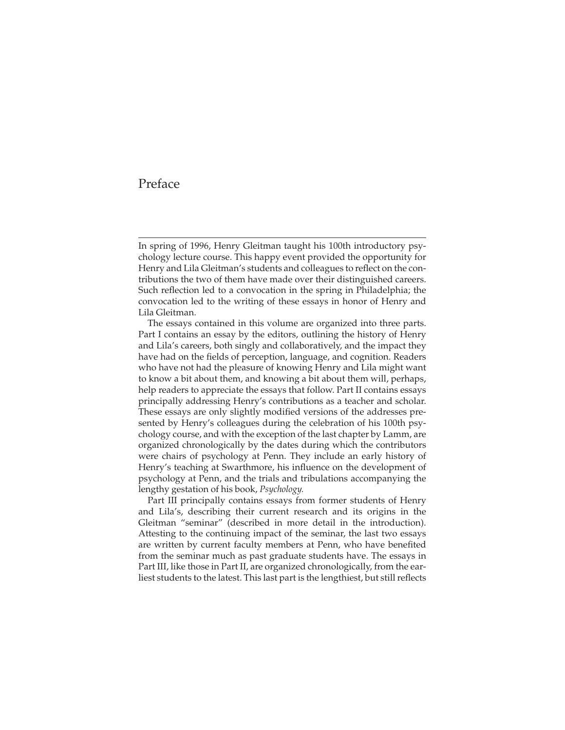# Preface

In spring of 1996, Henry Gleitman taught his 100th introductory psychology lecture course. This happy event provided the opportunity for Henry and Lila Gleitman's students and colleagues to reflect on the contributions the two of them have made over their distinguished careers. Such reflection led to a convocation in the spring in Philadelphia; the convocation led to the writing of these essays in honor of Henry and Lila Gleitman.

The essays contained in this volume are organized into three parts. Part I contains an essay by the editors, outlining the history of Henry and Lila's careers, both singly and collaboratively, and the impact they have had on the fields of perception, language, and cognition. Readers who have not had the pleasure of knowing Henry and Lila might want to know a bit about them, and knowing a bit about them will, perhaps, help readers to appreciate the essays that follow. Part II contains essays principally addressing Henry's contributions as a teacher and scholar. These essays are only slightly modified versions of the addresses presented by Henry's colleagues during the celebration of his 100th psychology course, and with the exception of the last chapter by Lamm, are organized chronologically by the dates during which the contributors were chairs of psychology at Penn. They include an early history of Henry's teaching at Swarthmore, his influence on the development of psychology at Penn, and the trials and tribulations accompanying the lengthy gestation of his book, *Psychology.*

Part III principally contains essays from former students of Henry and Lila's, describing their current research and its origins in the Gleitman "seminar" (described in more detail in the introduction). Attesting to the continuing impact of the seminar, the last two essays are written by current faculty members at Penn, who have benefited from the seminar much as past graduate students have. The essays in Part III, like those in Part II, are organized chronologically, from the earliest students to the latest. This last part is the lengthiest, but still reflects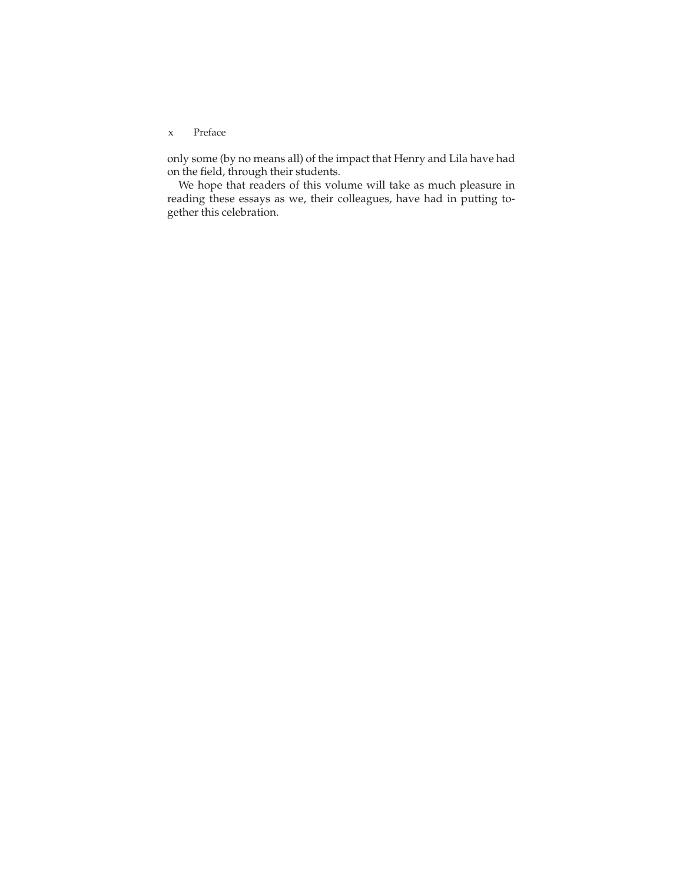only some (by no means all) of the impact that Henry and Lila have had on the field, through their students.

We hope that readers of this volume will take as much pleasure in reading these essays as we, their colleagues, have had in putting together this celebration.